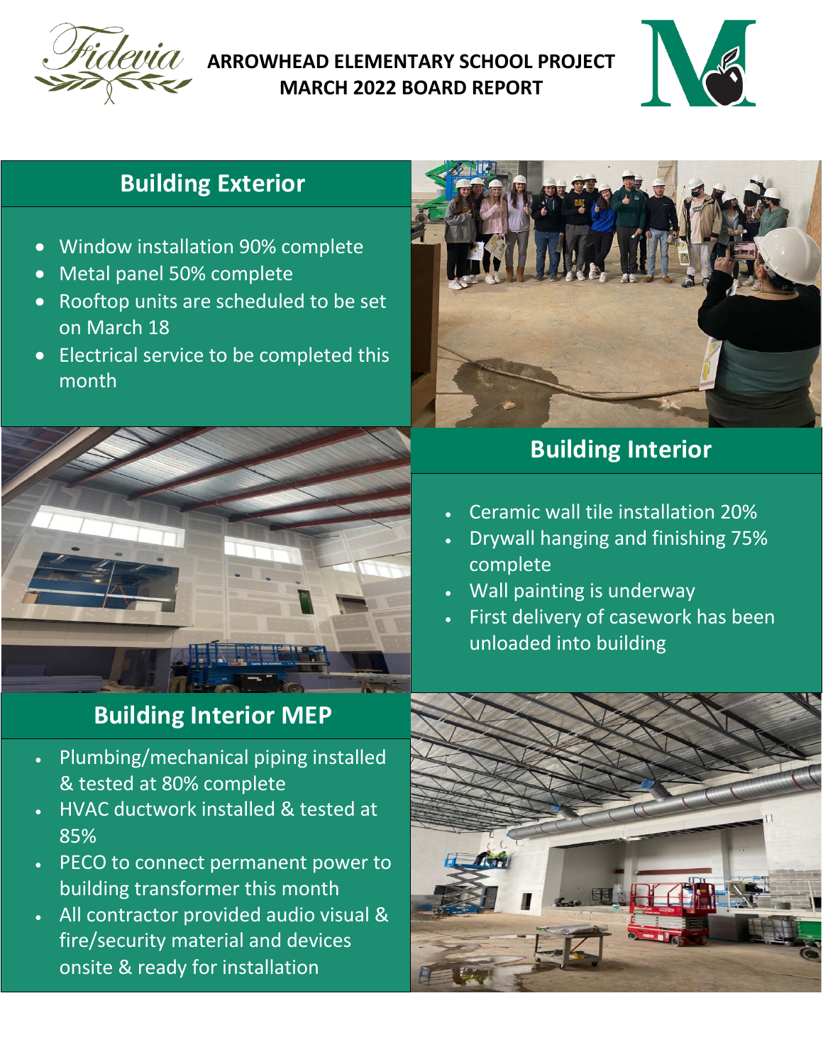# ARROWHEAD ELEMENTARY SCHOOL PROJECT
# MARCH 2022 BOARD REPORT

## Building Exterior

- Window installation 90% complete
- Metal panel 50% complete
- Rooftop units are scheduled to be set on March 18
- Electrical service to be completed this month

## Building Interior

- Ceramic wall tile installation 20%
- Drywall hanging and finishing 75% complete
- Wall painting is underway
- First delivery of casework has been unloaded into building

## Building Interior MEP

- Plumbing/mechanical piping installed & tested at 80% complete
- HVAC ductwork installed & tested at 85%
- PECO to connect permanent power to building transformer this month
- All contractor provided audio visual & fire/security material and devices onsite & ready for installation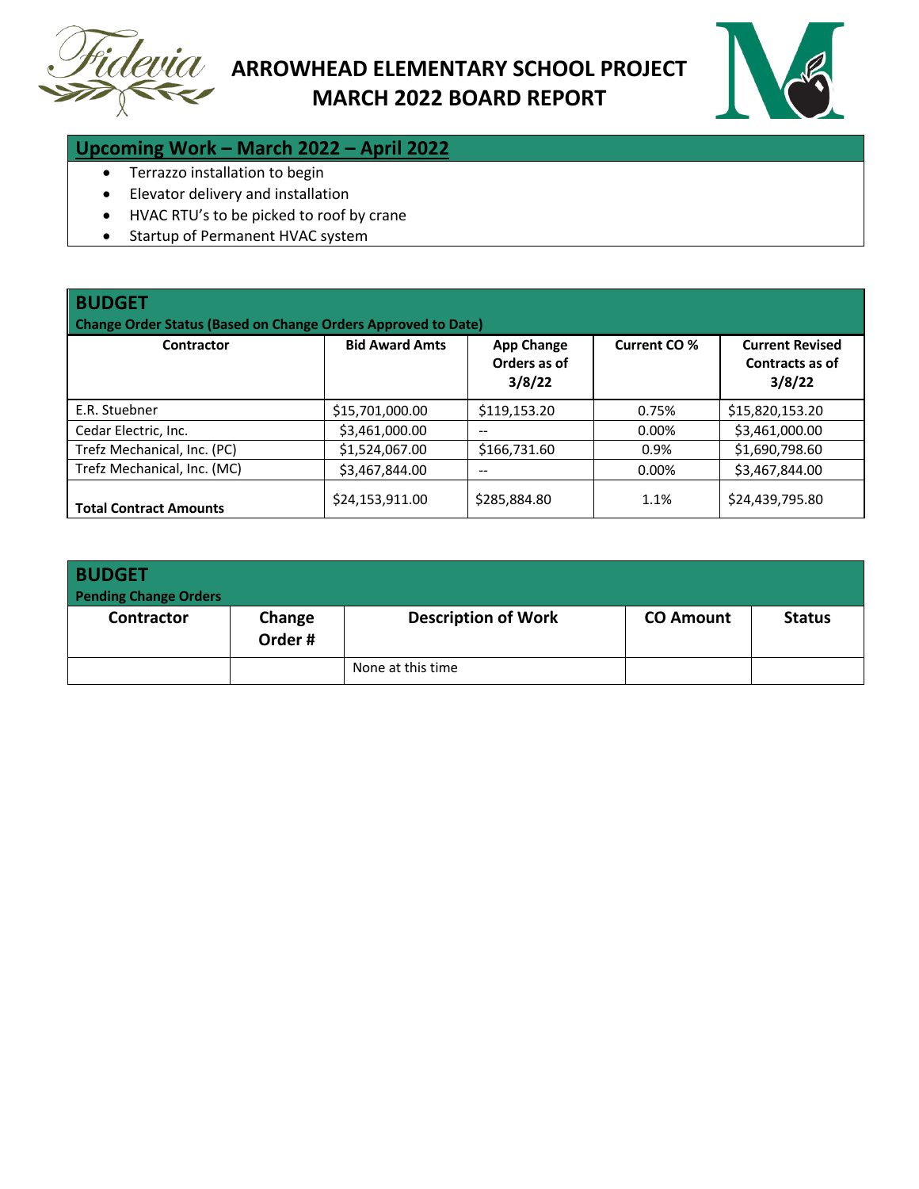# ARROWHEAD ELEMENTARY SCHOOL PROJECT
# MARCH 2022 BOARD REPORT

## Upcoming Work – March 2022 – April 2022

- Terrazzo installation to begin
- Elevator delivery and installation
- HVAC RTU's to be picked to roof by crane
- Startup of Permanent HVAC system

## BUDGET

**Change Order Status (Based on Change Orders Approved to Date)**

| Contractor | Bid Award Amts | App Change Orders as of 3/8/22 | Current CO % | Current Revised Contracts as of 3/8/22 |
|---|---|---|---|---|
| E.R. Stuebner | $15,701,000.00 | $119,153.20 | 0.75% | $15,820,153.20 |
| Cedar Electric, Inc. | $3,461,000.00 | -- | 0.00% | $3,461,000.00 |
| Trefz Mechanical, Inc. (PC) | $1,524,067.00 | $166,731.60 | 0.9% | $1,690,798.60 |
| Trefz Mechanical, Inc. (MC) | $3,467,844.00 | -- | 0.00% | $3,467,844.00 |
| **Total Contract Amounts** | $24,153,911.00 | $285,884.80 | 1.1% | $24,439,795.80 |

## BUDGET

**Pending Change Orders**

| Contractor | Change Order # | Description of Work | CO Amount | Status |
|---|---|---|---|---|
| | | None at this time | | |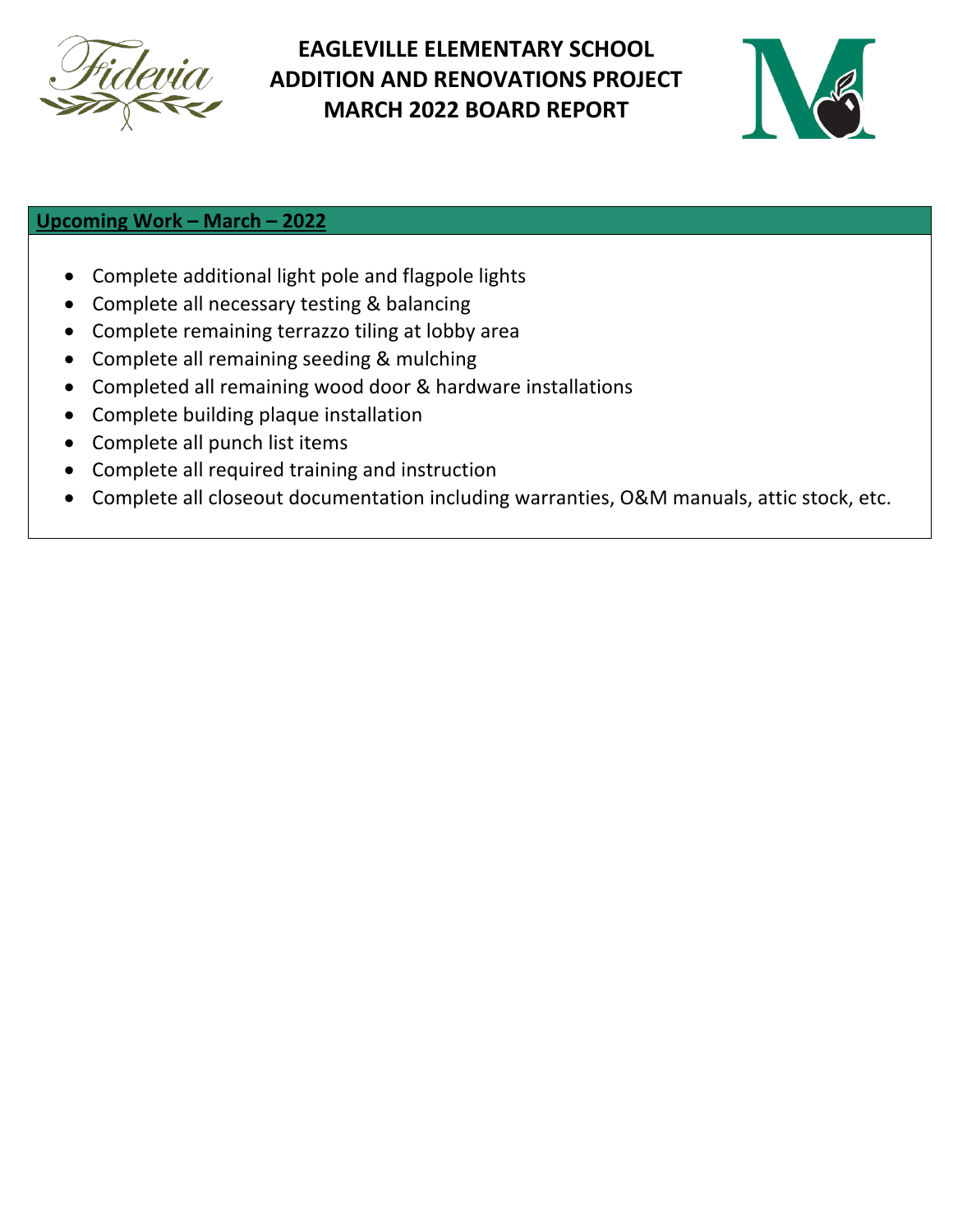# EAGLEVILLE ELEMENTARY SCHOOL
# ADDITION AND RENOVATIONS PROJECT
# MARCH 2022 BOARD REPORT

## Upcoming Work – March – 2022

- Complete additional light pole and flagpole lights
- Complete all necessary testing & balancing
- Complete remaining terrazzo tiling at lobby area
- Complete all remaining seeding & mulching
- Completed all remaining wood door & hardware installations
- Complete building plaque installation
- Complete all punch list items
- Complete all required training and instruction
- Complete all closeout documentation including warranties, O&M manuals, attic stock, etc.